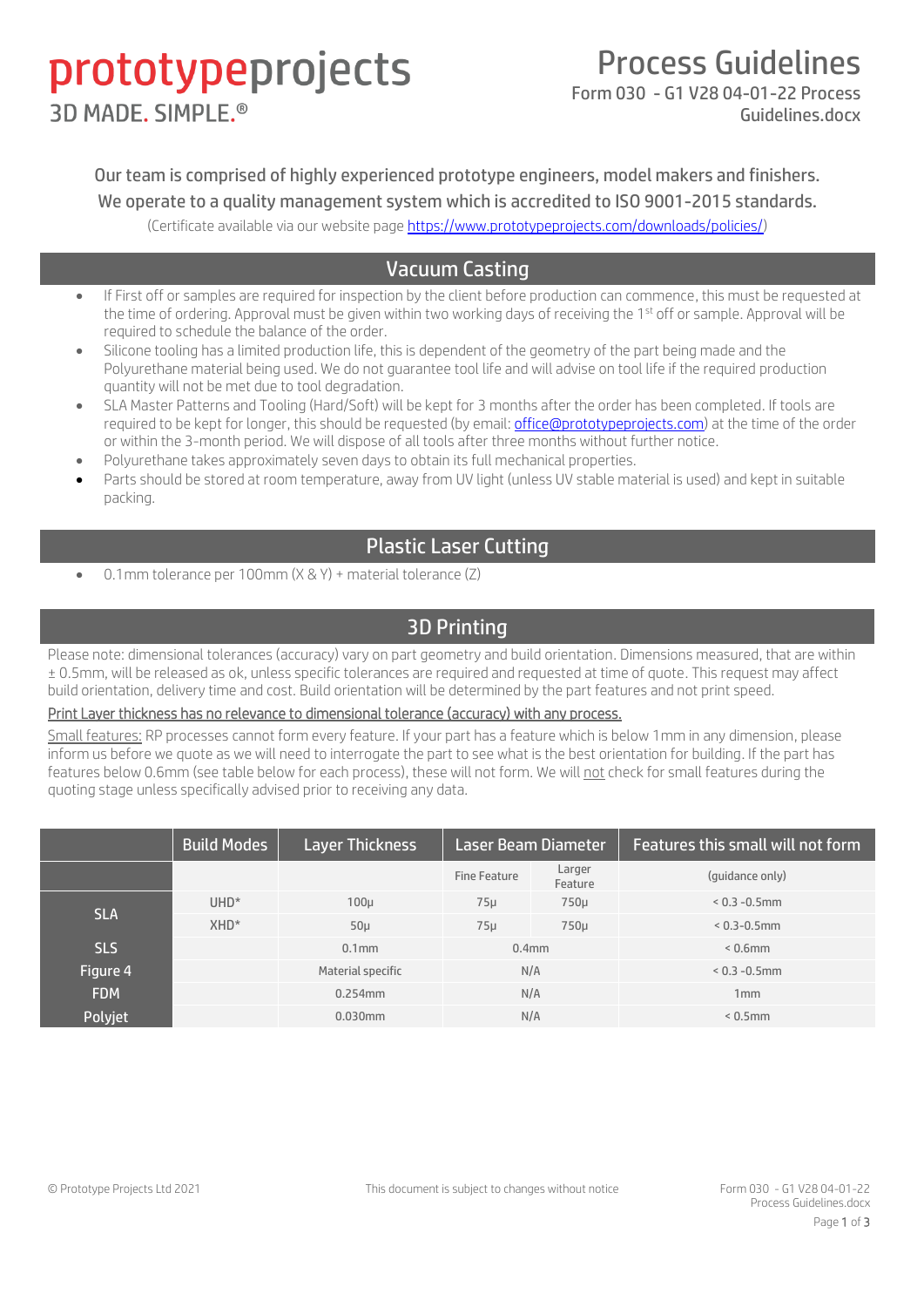# prototypeprojects

3D MADE. SIMPLE.®

# Process Guidelines

Form 030 - G1 V28 04-01-22 Process Guidelines.docx

Our team is comprised of highly experienced prototype engineers, model makers and finishers.
We operate to a quality management system which is accredited to ISO 9001-2015 standards.

(Certificate available via our website page https://www.prototypeprojects.com/downloads/policies/)

## Vacuum Casting

- If First off or samples are required for inspection by the client before production can commence, this must be requested at the time of ordering. Approval must be given within two working days of receiving the 1st off or sample. Approval will be required to schedule the balance of the order.
- Silicone tooling has a limited production life, this is dependent of the geometry of the part being made and the Polyurethane material being used. We do not guarantee tool life and will advise on tool life if the required production quantity will not be met due to tool degradation.
- SLA Master Patterns and Tooling (Hard/Soft) will be kept for 3 months after the order has been completed. If tools are required to be kept for longer, this should be requested (by email: office@prototypeprojects.com) at the time of the order or within the 3-month period. We will dispose of all tools after three months without further notice.
- Polyurethane takes approximately seven days to obtain its full mechanical properties.
- Parts should be stored at room temperature, away from UV light (unless UV stable material is used) and kept in suitable packing.

## Plastic Laser Cutting

- 0.1mm tolerance per 100mm (X & Y) + material tolerance (Z)

## 3D Printing

Please note: dimensional tolerances (accuracy) vary on part geometry and build orientation. Dimensions measured, that are within ± 0.5mm, will be released as ok, unless specific tolerances are required and requested at time of quote. This request may affect build orientation, delivery time and cost. Build orientation will be determined by the part features and not print speed.

Print Layer thickness has no relevance to dimensional tolerance (accuracy) with any process.

Small features: RP processes cannot form every feature. If your part has a feature which is below 1mm in any dimension, please inform us before we quote as we will need to interrogate the part to see what is the best orientation for building. If the part has features below 0.6mm (see table below for each process), these will not form. We will not check for small features during the quoting stage unless specifically advised prior to receiving any data.

| | Build Modes | Layer Thickness | Laser Beam Diameter | | Features this small will not form |
|---|---|---|---|---|---|
| | | | Fine Feature | Larger Feature | (guidance only) |
| SLA | UHD* | 100µ | 75µ | 750µ | < 0.3 -0.5mm |
| | XHD* | 50µ | 75µ | 750µ | < 0.3-0.5mm |
| SLS | | 0.1mm | 0.4mm | | < 0.6mm |
| Figure 4 | | Material specific | N/A | | < 0.3 -0.5mm |
| FDM | | 0.254mm | N/A | | 1mm |
| Polyjet | | 0.030mm | N/A | | < 0.5mm |

© Prototype Projects Ltd 2021 &nbsp;&nbsp; This document is subject to changes without notice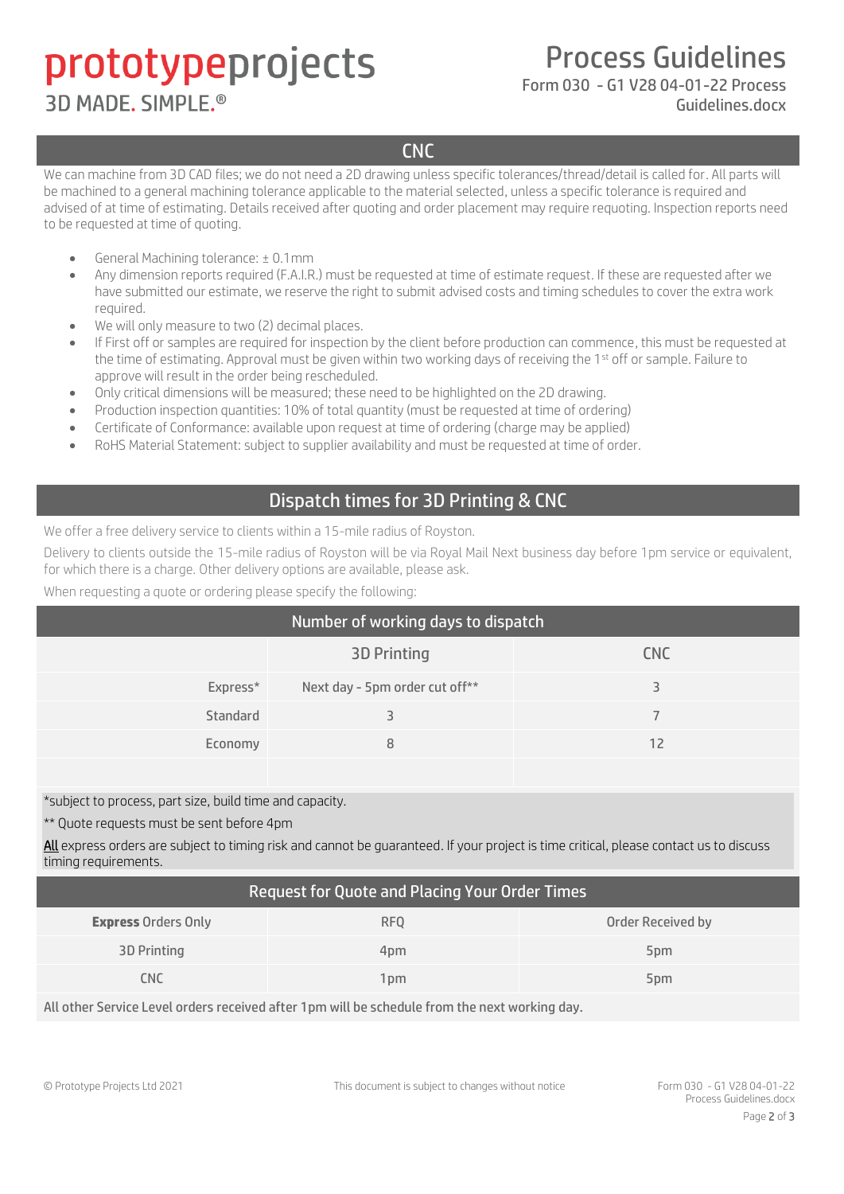## CNC

We can machine from 3D CAD files; we do not need a 2D drawing unless specific tolerances/thread/detail is called for. All parts will be machined to a general machining tolerance applicable to the material selected, unless a specific tolerance is required and advised of at time of estimating. Details received after quoting and order placement may require requoting. Inspection reports need to be requested at time of quoting.

- General Machining tolerance: ± 0.1mm
- Any dimension reports required (F.A.I.R.) must be requested at time of estimate request. If these are requested after we have submitted our estimate, we reserve the right to submit advised costs and timing schedules to cover the extra work required.
- We will only measure to two (2) decimal places.
- If First off or samples are required for inspection by the client before production can commence, this must be requested at the time of estimating. Approval must be given within two working days of receiving the 1st off or sample. Failure to approve will result in the order being rescheduled.
- Only critical dimensions will be measured; these need to be highlighted on the 2D drawing.
- Production inspection quantities: 10% of total quantity (must be requested at time of ordering)
- Certificate of Conformance: available upon request at time of ordering (charge may be applied)
- RoHS Material Statement: subject to supplier availability and must be requested at time of order.

## Dispatch times for 3D Printing & CNC

We offer a free delivery service to clients within a 15-mile radius of Royston.

Delivery to clients outside the 15-mile radius of Royston will be via Royal Mail Next business day before 1pm service or equivalent, for which there is a charge. Other delivery options are available, please ask.

When requesting a quote or ordering please specify the following:

### Number of working days to dispatch

| | 3D Printing | CNC |
|---|---|---|
| Express* | Next day - 5pm order cut off** | 3 |
| Standard | 3 | 7 |
| Economy | 8 | 12 |

*subject to process, part size, build time and capacity.

** Quote requests must be sent before 4pm

<u>All</u> express orders are subject to timing risk and cannot be guaranteed. If your project is time critical, please contact us to discuss timing requirements.

### Request for Quote and Placing Your Order Times

| **Express** Orders Only | RFQ | Order Received by |
|---|---|---|
| 3D Printing | 4pm | 5pm |
| CNC | 1pm | 5pm |

All other Service Level orders received after 1pm will be schedule from the next working day.

© Prototype Projects Ltd 2021 This document is subject to changes without notice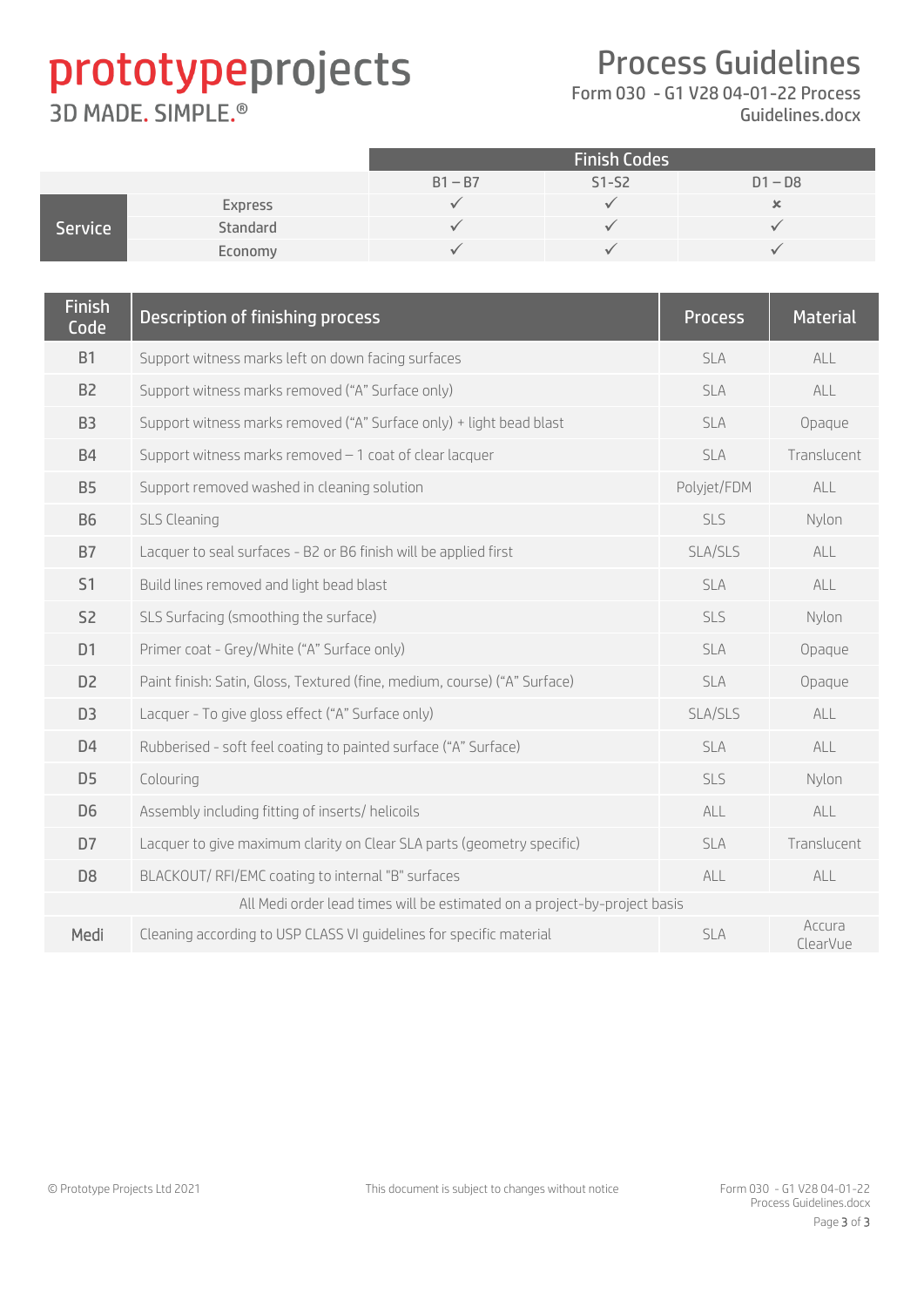# prototypeprojects

3D MADE. SIMPLE.®

## Process Guidelines

Form 030 - G1 V28 04-01-22 Process Guidelines.docx

| | | Finish Codes | | |
|---|---|---|---|---|
| | | B1 – B7 | S1-S2 | D1 – D8 |
| Service | Express | ✓ | ✓ | ✗ |
| | Standard | ✓ | ✓ | ✓ |
| | Economy | ✓ | ✓ | ✓ |

| Finish Code | Description of finishing process | Process | Material |
|---|---|---|---|
| B1 | Support witness marks left on down facing surfaces | SLA | ALL |
| B2 | Support witness marks removed ("A" Surface only) | SLA | ALL |
| B3 | Support witness marks removed ("A" Surface only) + light bead blast | SLA | Opaque |
| B4 | Support witness marks removed – 1 coat of clear lacquer | SLA | Translucent |
| B5 | Support removed washed in cleaning solution | Polyjet/FDM | ALL |
| B6 | SLS Cleaning | SLS | Nylon |
| B7 | Lacquer to seal surfaces - B2 or B6 finish will be applied first | SLA/SLS | ALL |
| S1 | Build lines removed and light bead blast | SLA | ALL |
| S2 | SLS Surfacing (smoothing the surface) | SLS | Nylon |
| D1 | Primer coat - Grey/White ("A" Surface only) | SLA | Opaque |
| D2 | Paint finish: Satin, Gloss, Textured (fine, medium, course) ("A" Surface) | SLA | Opaque |
| D3 | Lacquer - To give gloss effect ("A" Surface only) | SLA/SLS | ALL |
| D4 | Rubberised - soft feel coating to painted surface ("A" Surface) | SLA | ALL |
| D5 | Colouring | SLS | Nylon |
| D6 | Assembly including fitting of inserts/ helicoils | ALL | ALL |
| D7 | Lacquer to give maximum clarity on Clear SLA parts (geometry specific) | SLA | Translucent |
| D8 | BLACKOUT/ RFI/EMC coating to internal "B" surfaces | ALL | ALL |
| | All Medi order lead times will be estimated on a project-by-project basis | | |
| Medi | Cleaning according to USP CLASS VI guidelines for specific material | SLA | Accura ClearVue |

© Prototype Projects Ltd 2021

This document is subject to changes without notice